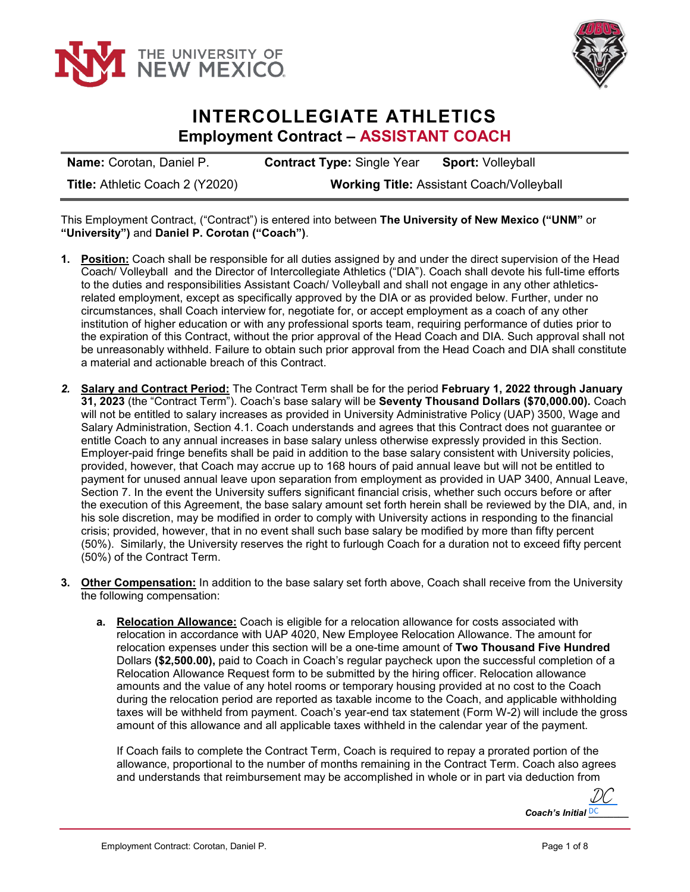# INTERCOLLEGIATE ATHLETICS

## Employment Contract – ASSISTANT COACH

| **Name:** Corotan, Daniel P. | **Contract Type:** Single Year | **Sport:** Volleyball |
|---|---|---|
| **Title:** Athletic Coach 2 (Y2020) | **Working Title:** Assistant Coach/Volleyball | |

This Employment Contract, ("Contract") is entered into between **The University of New Mexico ("UNM"** or **"University")** and **Daniel P. Corotan ("Coach")**.

1. **Position:** Coach shall be responsible for all duties assigned by and under the direct supervision of the Head Coach/ Volleyball and the Director of Intercollegiate Athletics ("DIA"). Coach shall devote his full-time efforts to the duties and responsibilities Assistant Coach/ Volleyball and shall not engage in any other athletics-related employment, except as specifically approved by the DIA or as provided below. Further, under no circumstances, shall Coach interview for, negotiate for, or accept employment as a coach of any other institution of higher education or with any professional sports team, requiring performance of duties prior to the expiration of this Contract, without the prior approval of the Head Coach and DIA. Such approval shall not be unreasonably withheld. Failure to obtain such prior approval from the Head Coach and DIA shall constitute a material and actionable breach of this Contract.

2. **Salary and Contract Period:** The Contract Term shall be for the period **February 1, 2022 through January 31, 2023** (the "Contract Term"). Coach's base salary will be **Seventy Thousand Dollars ($70,000.00).** Coach will not be entitled to salary increases as provided in University Administrative Policy (UAP) 3500, Wage and Salary Administration, Section 4.1. Coach understands and agrees that this Contract does not guarantee or entitle Coach to any annual increases in base salary unless otherwise expressly provided in this Section. Employer-paid fringe benefits shall be paid in addition to the base salary consistent with University policies, provided, however, that Coach may accrue up to 168 hours of paid annual leave but will not be entitled to payment for unused annual leave upon separation from employment as provided in UAP 3400, Annual Leave, Section 7. In the event the University suffers significant financial crisis, whether such occurs before or after the execution of this Agreement, the base salary amount set forth herein shall be reviewed by the DIA, and, in his sole discretion, may be modified in order to comply with University actions in responding to the financial crisis; provided, however, that in no event shall such base salary be modified by more than fifty percent (50%). Similarly, the University reserves the right to furlough Coach for a duration not to exceed fifty percent (50%) of the Contract Term.

3. **Other Compensation:** In addition to the base salary set forth above, Coach shall receive from the University the following compensation:

   a. **Relocation Allowance:** Coach is eligible for a relocation allowance for costs associated with relocation in accordance with UAP 4020, New Employee Relocation Allowance. The amount for relocation expenses under this section will be a one-time amount of **Two Thousand Five Hundred** Dollars **($2,500.00),** paid to Coach in Coach's regular paycheck upon the successful completion of a Relocation Allowance Request form to be submitted by the hiring officer. Relocation allowance amounts and the value of any hotel rooms or temporary housing provided at no cost to the Coach during the relocation period are reported as taxable income to the Coach, and applicable withholding taxes will be withheld from payment. Coach's year-end tax statement (Form W-2) will include the gross amount of this allowance and all applicable taxes withheld in the calendar year of the payment.

      If Coach fails to complete the Contract Term, Coach is required to repay a prorated portion of the allowance, proportional to the number of months remaining in the Contract Term. Coach also agrees and understands that reimbursement may be accomplished in whole or in part via deduction from

*Coach's Initial* DC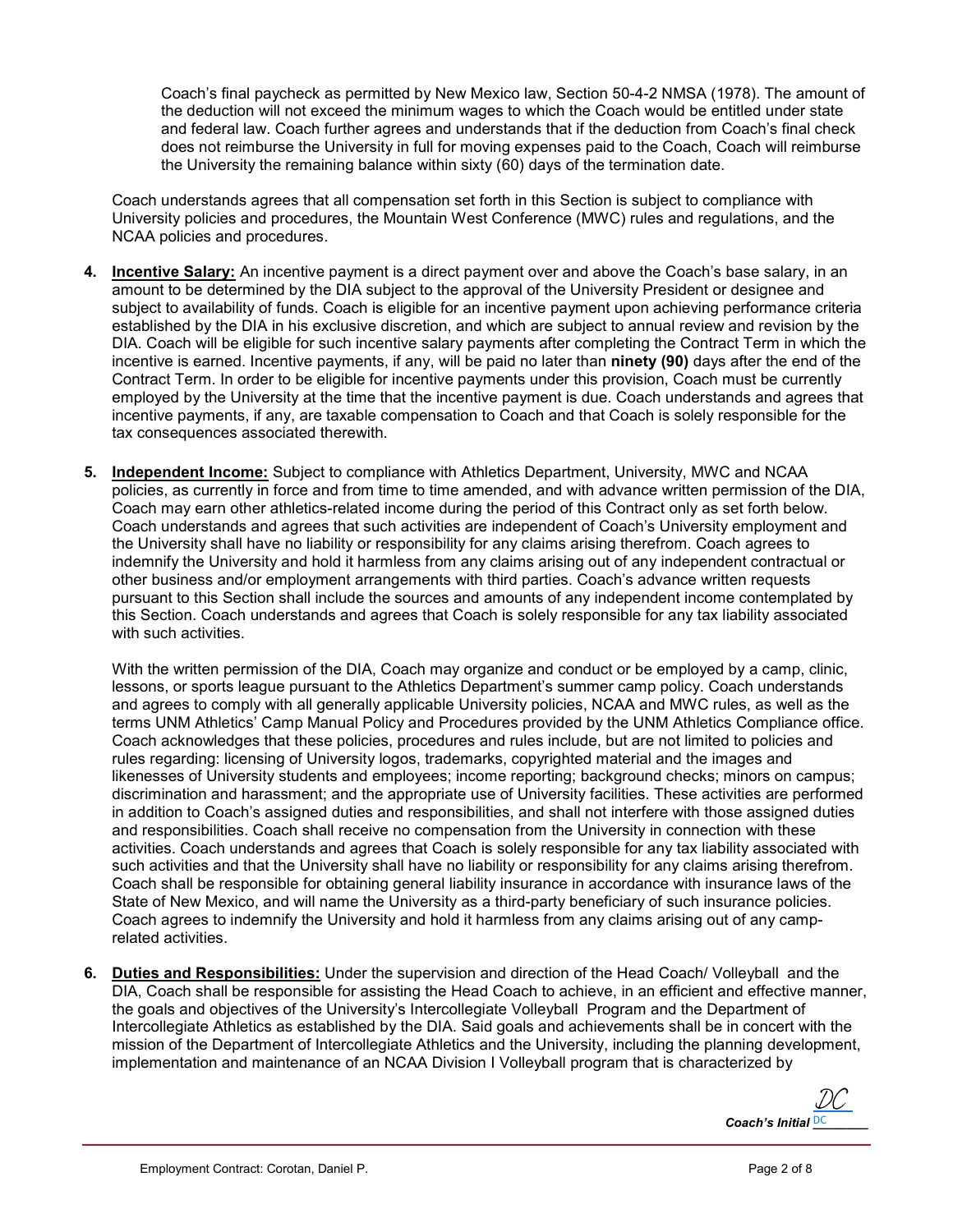Coach's final paycheck as permitted by New Mexico law, Section 50-4-2 NMSA (1978). The amount of the deduction will not exceed the minimum wages to which the Coach would be entitled under state and federal law. Coach further agrees and understands that if the deduction from Coach's final check does not reimburse the University in full for moving expenses paid to the Coach, Coach will reimburse the University the remaining balance within sixty (60) days of the termination date.

Coach understands agrees that all compensation set forth in this Section is subject to compliance with University policies and procedures, the Mountain West Conference (MWC) rules and regulations, and the NCAA policies and procedures.

4. **Incentive Salary:** An incentive payment is a direct payment over and above the Coach's base salary, in an amount to be determined by the DIA subject to the approval of the University President or designee and subject to availability of funds. Coach is eligible for an incentive payment upon achieving performance criteria established by the DIA in his exclusive discretion, and which are subject to annual review and revision by the DIA. Coach will be eligible for such incentive salary payments after completing the Contract Term in which the incentive is earned. Incentive payments, if any, will be paid no later than **ninety (90)** days after the end of the Contract Term. In order to be eligible for incentive payments under this provision, Coach must be currently employed by the University at the time that the incentive payment is due. Coach understands and agrees that incentive payments, if any, are taxable compensation to Coach and that Coach is solely responsible for the tax consequences associated therewith.

5. **Independent Income:** Subject to compliance with Athletics Department, University, MWC and NCAA policies, as currently in force and from time to time amended, and with advance written permission of the DIA, Coach may earn other athletics-related income during the period of this Contract only as set forth below. Coach understands and agrees that such activities are independent of Coach's University employment and the University shall have no liability or responsibility for any claims arising therefrom. Coach agrees to indemnify the University and hold it harmless from any claims arising out of any independent contractual or other business and/or employment arrangements with third parties. Coach's advance written requests pursuant to this Section shall include the sources and amounts of any independent income contemplated by this Section. Coach understands and agrees that Coach is solely responsible for any tax liability associated with such activities.

   With the written permission of the DIA, Coach may organize and conduct or be employed by a camp, clinic, lessons, or sports league pursuant to the Athletics Department's summer camp policy. Coach understands and agrees to comply with all generally applicable University policies, NCAA and MWC rules, as well as the terms UNM Athletics' Camp Manual Policy and Procedures provided by the UNM Athletics Compliance office. Coach acknowledges that these policies, procedures and rules include, but are not limited to policies and rules regarding: licensing of University logos, trademarks, copyrighted material and the images and likenesses of University students and employees; income reporting; background checks; minors on campus; discrimination and harassment; and the appropriate use of University facilities. These activities are performed in addition to Coach's assigned duties and responsibilities, and shall not interfere with those assigned duties and responsibilities. Coach shall receive no compensation from the University in connection with these activities. Coach understands and agrees that Coach is solely responsible for any tax liability associated with such activities and that the University shall have no liability or responsibility for any claims arising therefrom. Coach shall be responsible for obtaining general liability insurance in accordance with insurance laws of the State of New Mexico, and will name the University as a third-party beneficiary of such insurance policies. Coach agrees to indemnify the University and hold it harmless from any claims arising out of any camp-related activities.

6. **Duties and Responsibilities:** Under the supervision and direction of the Head Coach/ Volleyball and the DIA, Coach shall be responsible for assisting the Head Coach to achieve, in an efficient and effective manner, the goals and objectives of the University's Intercollegiate Volleyball Program and the Department of Intercollegiate Athletics as established by the DIA. Said goals and achievements shall be in concert with the mission of the Department of Intercollegiate Athletics and the University, including the planning development, implementation and maintenance of an NCAA Division I Volleyball program that is characterized by

*Coach's Initial* DC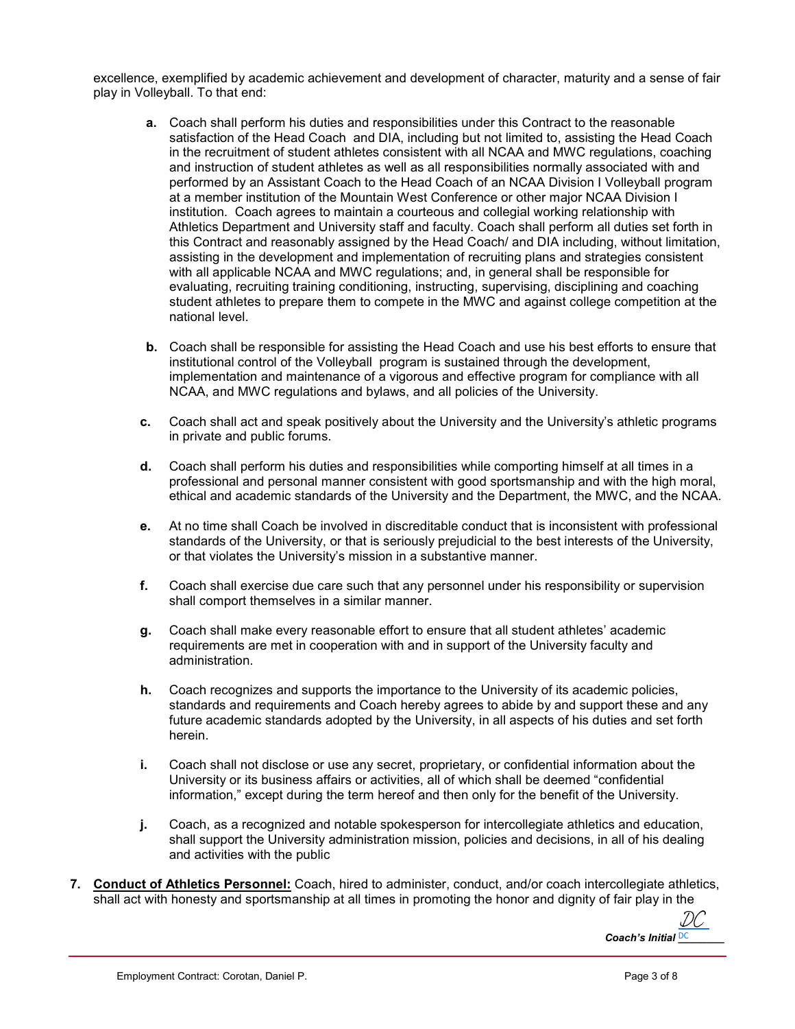excellence, exemplified by academic achievement and development of character, maturity and a sense of fair play in Volleyball. To that end:

- **a.** Coach shall perform his duties and responsibilities under this Contract to the reasonable satisfaction of the Head Coach and DIA, including but not limited to, assisting the Head Coach in the recruitment of student athletes consistent with all NCAA and MWC regulations, coaching and instruction of student athletes as well as all responsibilities normally associated with and performed by an Assistant Coach to the Head Coach of an NCAA Division I Volleyball program at a member institution of the Mountain West Conference or other major NCAA Division I institution. Coach agrees to maintain a courteous and collegial working relationship with Athletics Department and University staff and faculty. Coach shall perform all duties set forth in this Contract and reasonably assigned by the Head Coach/ and DIA including, without limitation, assisting in the development and implementation of recruiting plans and strategies consistent with all applicable NCAA and MWC regulations; and, in general shall be responsible for evaluating, recruiting training conditioning, instructing, supervising, disciplining and coaching student athletes to prepare them to compete in the MWC and against college competition at the national level.

- **b.** Coach shall be responsible for assisting the Head Coach and use his best efforts to ensure that institutional control of the Volleyball program is sustained through the development, implementation and maintenance of a vigorous and effective program for compliance with all NCAA, and MWC regulations and bylaws, and all policies of the University.

- **c.** Coach shall act and speak positively about the University and the University's athletic programs in private and public forums.

- **d.** Coach shall perform his duties and responsibilities while comporting himself at all times in a professional and personal manner consistent with good sportsmanship and with the high moral, ethical and academic standards of the University and the Department, the MWC, and the NCAA.

- **e.** At no time shall Coach be involved in discreditable conduct that is inconsistent with professional standards of the University, or that is seriously prejudicial to the best interests of the University, or that violates the University's mission in a substantive manner.

- **f.** Coach shall exercise due care such that any personnel under his responsibility or supervision shall comport themselves in a similar manner.

- **g.** Coach shall make every reasonable effort to ensure that all student athletes' academic requirements are met in cooperation with and in support of the University faculty and administration.

- **h.** Coach recognizes and supports the importance to the University of its academic policies, standards and requirements and Coach hereby agrees to abide by and support these and any future academic standards adopted by the University, in all aspects of his duties and set forth herein.

- **i.** Coach shall not disclose or use any secret, proprietary, or confidential information about the University or its business affairs or activities, all of which shall be deemed "confidential information," except during the term hereof and then only for the benefit of the University.

- **j.** Coach, as a recognized and notable spokesperson for intercollegiate athletics and education, shall support the University administration mission, policies and decisions, in all of his dealing and activities with the public

7. **Conduct of Athletics Personnel:** Coach, hired to administer, conduct, and/or coach intercollegiate athletics, shall act with honesty and sportsmanship at all times in promoting the honor and dignity of fair play in the

*Coach's Initial* DC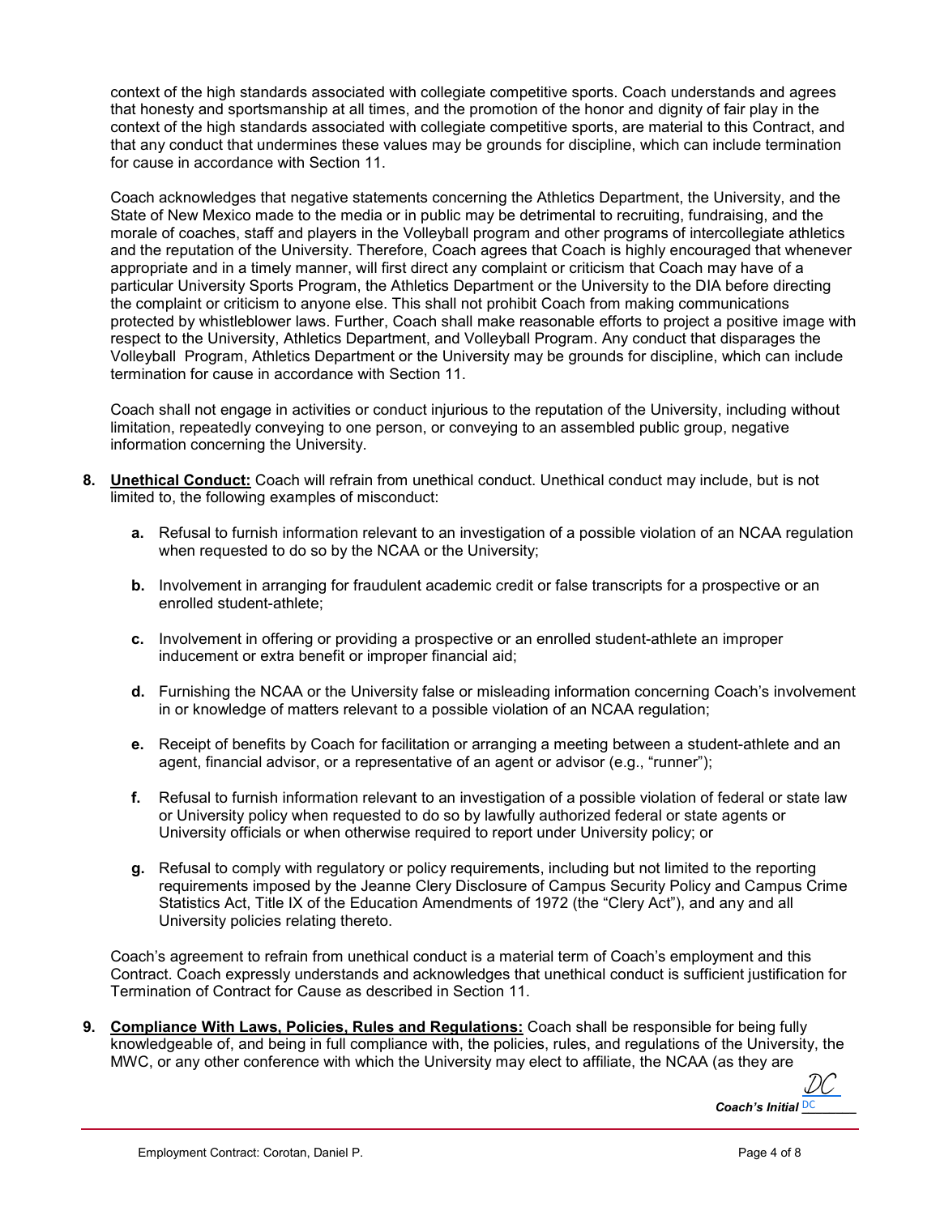context of the high standards associated with collegiate competitive sports. Coach understands and agrees that honesty and sportsmanship at all times, and the promotion of the honor and dignity of fair play in the context of the high standards associated with collegiate competitive sports, are material to this Contract, and that any conduct that undermines these values may be grounds for discipline, which can include termination for cause in accordance with Section 11.

Coach acknowledges that negative statements concerning the Athletics Department, the University, and the State of New Mexico made to the media or in public may be detrimental to recruiting, fundraising, and the morale of coaches, staff and players in the Volleyball program and other programs of intercollegiate athletics and the reputation of the University. Therefore, Coach agrees that Coach is highly encouraged that whenever appropriate and in a timely manner, will first direct any complaint or criticism that Coach may have of a particular University Sports Program, the Athletics Department or the University to the DIA before directing the complaint or criticism to anyone else. This shall not prohibit Coach from making communications protected by whistleblower laws. Further, Coach shall make reasonable efforts to project a positive image with respect to the University, Athletics Department, and Volleyball Program. Any conduct that disparages the Volleyball Program, Athletics Department or the University may be grounds for discipline, which can include termination for cause in accordance with Section 11.

Coach shall not engage in activities or conduct injurious to the reputation of the University, including without limitation, repeatedly conveying to one person, or conveying to an assembled public group, negative information concerning the University.

**8. Unethical Conduct:** Coach will refrain from unethical conduct. Unethical conduct may include, but is not limited to, the following examples of misconduct:

- **a.** Refusal to furnish information relevant to an investigation of a possible violation of an NCAA regulation when requested to do so by the NCAA or the University;
- **b.** Involvement in arranging for fraudulent academic credit or false transcripts for a prospective or an enrolled student-athlete;
- **c.** Involvement in offering or providing a prospective or an enrolled student-athlete an improper inducement or extra benefit or improper financial aid;
- **d.** Furnishing the NCAA or the University false or misleading information concerning Coach's involvement in or knowledge of matters relevant to a possible violation of an NCAA regulation;
- **e.** Receipt of benefits by Coach for facilitation or arranging a meeting between a student-athlete and an agent, financial advisor, or a representative of an agent or advisor (e.g., "runner");
- **f.** Refusal to furnish information relevant to an investigation of a possible violation of federal or state law or University policy when requested to do so by lawfully authorized federal or state agents or University officials or when otherwise required to report under University policy; or
- **g.** Refusal to comply with regulatory or policy requirements, including but not limited to the reporting requirements imposed by the Jeanne Clery Disclosure of Campus Security Policy and Campus Crime Statistics Act, Title IX of the Education Amendments of 1972 (the "Clery Act"), and any and all University policies relating thereto.

Coach's agreement to refrain from unethical conduct is a material term of Coach's employment and this Contract. Coach expressly understands and acknowledges that unethical conduct is sufficient justification for Termination of Contract for Cause as described in Section 11.

**9. Compliance With Laws, Policies, Rules and Regulations:** Coach shall be responsible for being fully knowledgeable of, and being in full compliance with, the policies, rules, and regulations of the University, the MWC, or any other conference with which the University may elect to affiliate, the NCAA (as they are

*Coach's Initial* DC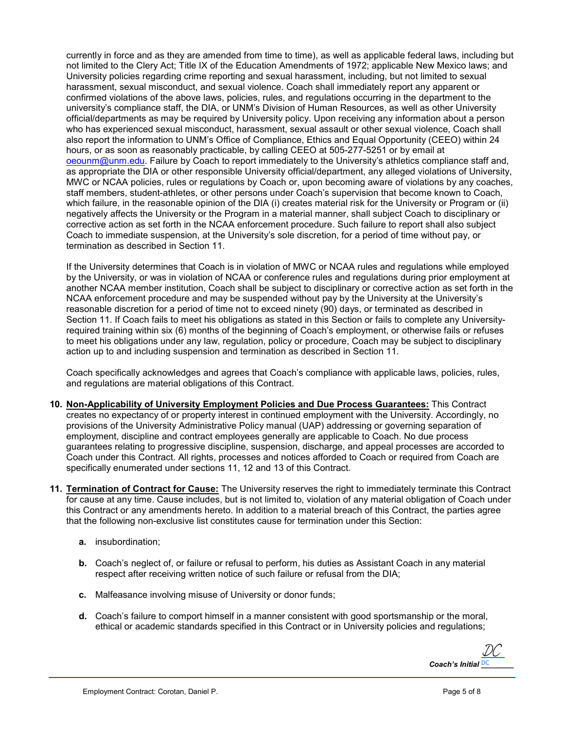currently in force and as they are amended from time to time), as well as applicable federal laws, including but not limited to the Clery Act; Title IX of the Education Amendments of 1972; applicable New Mexico laws; and University policies regarding crime reporting and sexual harassment, including, but not limited to sexual harassment, sexual misconduct, and sexual violence. Coach shall immediately report any apparent or confirmed violations of the above laws, policies, rules, and regulations occurring in the department to the university's compliance staff, the DIA, or UNM's Division of Human Resources, as well as other University official/departments as may be required by University policy. Upon receiving any information about a person who has experienced sexual misconduct, harassment, sexual assault or other sexual violence, Coach shall also report the information to UNM's Office of Compliance, Ethics and Equal Opportunity (CEEO) within 24 hours, or as soon as reasonably practicable, by calling CEEO at 505-277-5251 or by email at oeounm@unm.edu. Failure by Coach to report immediately to the University's athletics compliance staff and, as appropriate the DIA or other responsible University official/department, any alleged violations of University, MWC or NCAA policies, rules or regulations by Coach or, upon becoming aware of violations by any coaches, staff members, student-athletes, or other persons under Coach's supervision that become known to Coach, which failure, in the reasonable opinion of the DIA (i) creates material risk for the University or Program or (ii) negatively affects the University or the Program in a material manner, shall subject Coach to disciplinary or corrective action as set forth in the NCAA enforcement procedure. Such failure to report shall also subject Coach to immediate suspension, at the University's sole discretion, for a period of time without pay, or termination as described in Section 11.

If the University determines that Coach is in violation of MWC or NCAA rules and regulations while employed by the University, or was in violation of NCAA or conference rules and regulations during prior employment at another NCAA member institution, Coach shall be subject to disciplinary or corrective action as set forth in the NCAA enforcement procedure and may be suspended without pay by the University at the University's reasonable discretion for a period of time not to exceed ninety (90) days, or terminated as described in Section 11. If Coach fails to meet his obligations as stated in this Section or fails to complete any University-required training within six (6) months of the beginning of Coach's employment, or otherwise fails or refuses to meet his obligations under any law, regulation, policy or procedure, Coach may be subject to disciplinary action up to and including suspension and termination as described in Section 11.

Coach specifically acknowledges and agrees that Coach's compliance with applicable laws, policies, rules, and regulations are material obligations of this Contract.

10. **Non-Applicability of University Employment Policies and Due Process Guarantees:** This Contract creates no expectancy of or property interest in continued employment with the University. Accordingly, no provisions of the University Administrative Policy manual (UAP) addressing or governing separation of employment, discipline and contract employees generally are applicable to Coach. No due process guarantees relating to progressive discipline, suspension, discharge, and appeal processes are accorded to Coach under this Contract. All rights, processes and notices afforded to Coach or required from Coach are specifically enumerated under sections 11, 12 and 13 of this Contract.

11. **Termination of Contract for Cause:** The University reserves the right to immediately terminate this Contract for cause at any time. Cause includes, but is not limited to, violation of any material obligation of Coach under this Contract or any amendments hereto. In addition to a material breach of this Contract, the parties agree that the following non-exclusive list constitutes cause for termination under this Section:

    **a.** insubordination;

    **b.** Coach's neglect of, or failure or refusal to perform, his duties as Assistant Coach in any material respect after receiving written notice of such failure or refusal from the DIA;

    **c.** Malfeasance involving misuse of University or donor funds;

    **d.** Coach's failure to comport himself in a manner consistent with good sportsmanship or the moral, ethical or academic standards specified in this Contract or in University policies and regulations;

***Coach's Initial*** DC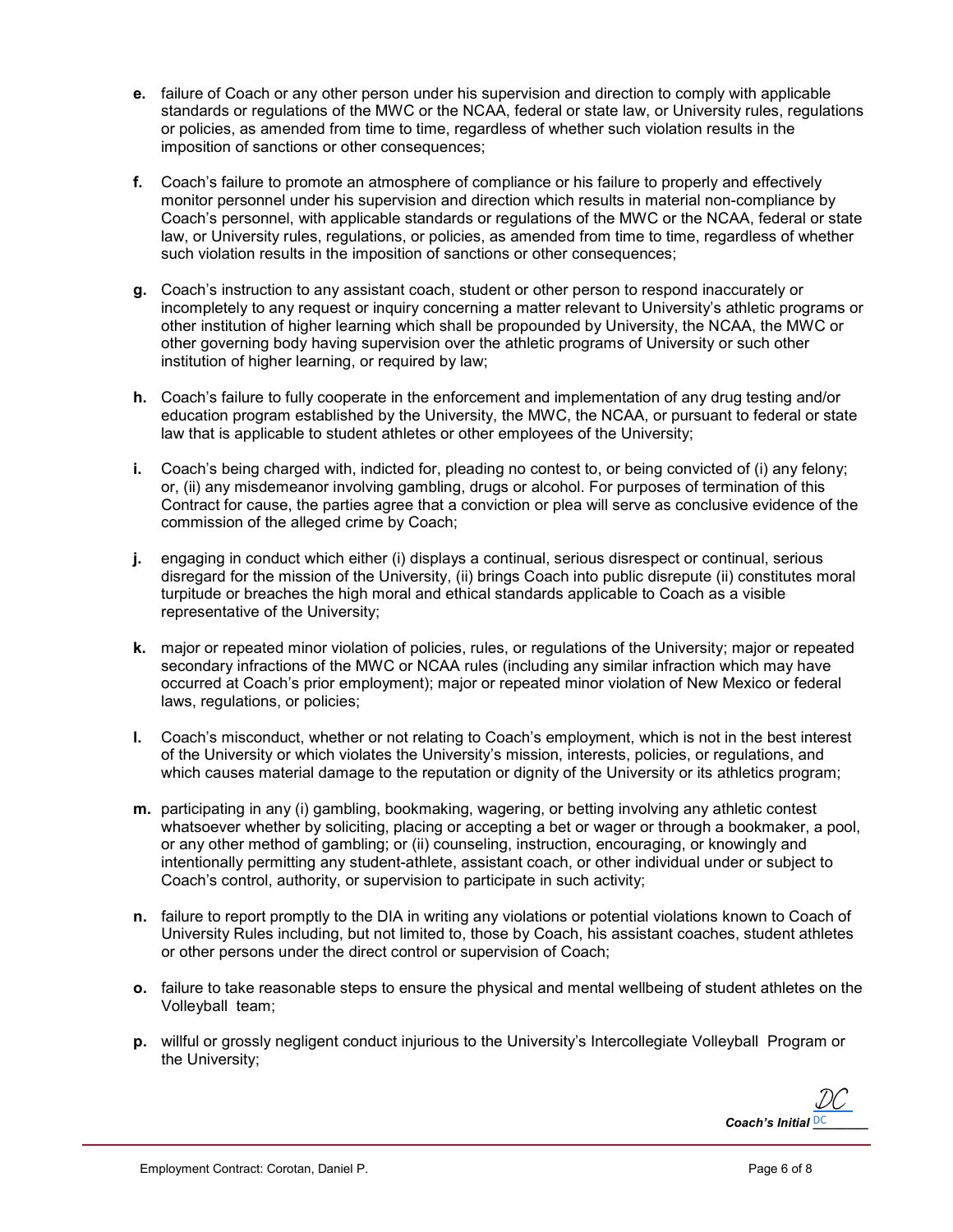**e.** failure of Coach or any other person under his supervision and direction to comply with applicable standards or regulations of the MWC or the NCAA, federal or state law, or University rules, regulations or policies, as amended from time to time, regardless of whether such violation results in the imposition of sanctions or other consequences;

**f.** Coach's failure to promote an atmosphere of compliance or his failure to properly and effectively monitor personnel under his supervision and direction which results in material non-compliance by Coach's personnel, with applicable standards or regulations of the MWC or the NCAA, federal or state law, or University rules, regulations, or policies, as amended from time to time, regardless of whether such violation results in the imposition of sanctions or other consequences;

**g.** Coach's instruction to any assistant coach, student or other person to respond inaccurately or incompletely to any request or inquiry concerning a matter relevant to University's athletic programs or other institution of higher learning which shall be propounded by University, the NCAA, the MWC or other governing body having supervision over the athletic programs of University or such other institution of higher learning, or required by law;

**h.** Coach's failure to fully cooperate in the enforcement and implementation of any drug testing and/or education program established by the University, the MWC, the NCAA, or pursuant to federal or state law that is applicable to student athletes or other employees of the University;

**i.** Coach's being charged with, indicted for, pleading no contest to, or being convicted of (i) any felony; or, (ii) any misdemeanor involving gambling, drugs or alcohol. For purposes of termination of this Contract for cause, the parties agree that a conviction or plea will serve as conclusive evidence of the commission of the alleged crime by Coach;

**j.** engaging in conduct which either (i) displays a continual, serious disrespect or continual, serious disregard for the mission of the University, (ii) brings Coach into public disrepute (ii) constitutes moral turpitude or breaches the high moral and ethical standards applicable to Coach as a visible representative of the University;

**k.** major or repeated minor violation of policies, rules, or regulations of the University; major or repeated secondary infractions of the MWC or NCAA rules (including any similar infraction which may have occurred at Coach's prior employment); major or repeated minor violation of New Mexico or federal laws, regulations, or policies;

**l.** Coach's misconduct, whether or not relating to Coach's employment, which is not in the best interest of the University or which violates the University's mission, interests, policies, or regulations, and which causes material damage to the reputation or dignity of the University or its athletics program;

**m.** participating in any (i) gambling, bookmaking, wagering, or betting involving any athletic contest whatsoever whether by soliciting, placing or accepting a bet or wager or through a bookmaker, a pool, or any other method of gambling; or (ii) counseling, instruction, encouraging, or knowingly and intentionally permitting any student-athlete, assistant coach, or other individual under or subject to Coach's control, authority, or supervision to participate in such activity;

**n.** failure to report promptly to the DIA in writing any violations or potential violations known to Coach of University Rules including, but not limited to, those by Coach, his assistant coaches, student athletes or other persons under the direct control or supervision of Coach;

**o.** failure to take reasonable steps to ensure the physical and mental wellbeing of student athletes on the Volleyball team;

**p.** willful or grossly negligent conduct injurious to the University's Intercollegiate Volleyball Program or the University;

*Coach's Initial* DC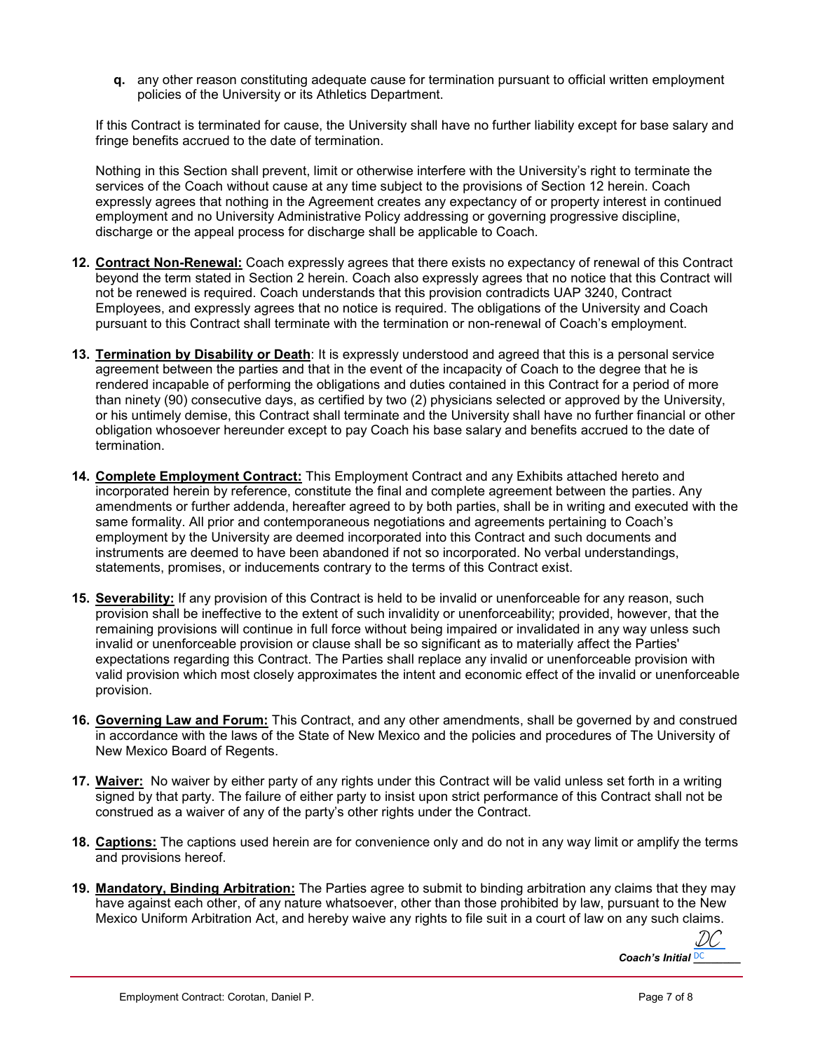**q.** any other reason constituting adequate cause for termination pursuant to official written employment policies of the University or its Athletics Department.

If this Contract is terminated for cause, the University shall have no further liability except for base salary and fringe benefits accrued to the date of termination.

Nothing in this Section shall prevent, limit or otherwise interfere with the University's right to terminate the services of the Coach without cause at any time subject to the provisions of Section 12 herein. Coach expressly agrees that nothing in the Agreement creates any expectancy of or property interest in continued employment and no University Administrative Policy addressing or governing progressive discipline, discharge or the appeal process for discharge shall be applicable to Coach.

**12. Contract Non-Renewal:** Coach expressly agrees that there exists no expectancy of renewal of this Contract beyond the term stated in Section 2 herein. Coach also expressly agrees that no notice that this Contract will not be renewed is required. Coach understands that this provision contradicts UAP 3240, Contract Employees, and expressly agrees that no notice is required. The obligations of the University and Coach pursuant to this Contract shall terminate with the termination or non-renewal of Coach's employment.

**13. Termination by Disability or Death**: It is expressly understood and agreed that this is a personal service agreement between the parties and that in the event of the incapacity of Coach to the degree that he is rendered incapable of performing the obligations and duties contained in this Contract for a period of more than ninety (90) consecutive days, as certified by two (2) physicians selected or approved by the University, or his untimely demise, this Contract shall terminate and the University shall have no further financial or other obligation whosoever hereunder except to pay Coach his base salary and benefits accrued to the date of termination.

**14. Complete Employment Contract:** This Employment Contract and any Exhibits attached hereto and incorporated herein by reference, constitute the final and complete agreement between the parties. Any amendments or further addenda, hereafter agreed to by both parties, shall be in writing and executed with the same formality. All prior and contemporaneous negotiations and agreements pertaining to Coach's employment by the University are deemed incorporated into this Contract and such documents and instruments are deemed to have been abandoned if not so incorporated. No verbal understandings, statements, promises, or inducements contrary to the terms of this Contract exist.

**15. Severability:** If any provision of this Contract is held to be invalid or unenforceable for any reason, such provision shall be ineffective to the extent of such invalidity or unenforceability; provided, however, that the remaining provisions will continue in full force without being impaired or invalidated in any way unless such invalid or unenforceable provision or clause shall be so significant as to materially affect the Parties' expectations regarding this Contract. The Parties shall replace any invalid or unenforceable provision with valid provision which most closely approximates the intent and economic effect of the invalid or unenforceable provision.

**16. Governing Law and Forum:** This Contract, and any other amendments, shall be governed by and construed in accordance with the laws of the State of New Mexico and the policies and procedures of The University of New Mexico Board of Regents.

**17. Waiver:** No waiver by either party of any rights under this Contract will be valid unless set forth in a writing signed by that party. The failure of either party to insist upon strict performance of this Contract shall not be construed as a waiver of any of the party's other rights under the Contract.

**18. Captions:** The captions used herein are for convenience only and do not in any way limit or amplify the terms and provisions hereof.

**19. Mandatory, Binding Arbitration:** The Parties agree to submit to binding arbitration any claims that they may have against each other, of any nature whatsoever, other than those prohibited by law, pursuant to the New Mexico Uniform Arbitration Act, and hereby waive any rights to file suit in a court of law on any such claims.

DC

***Coach's Initial*** DC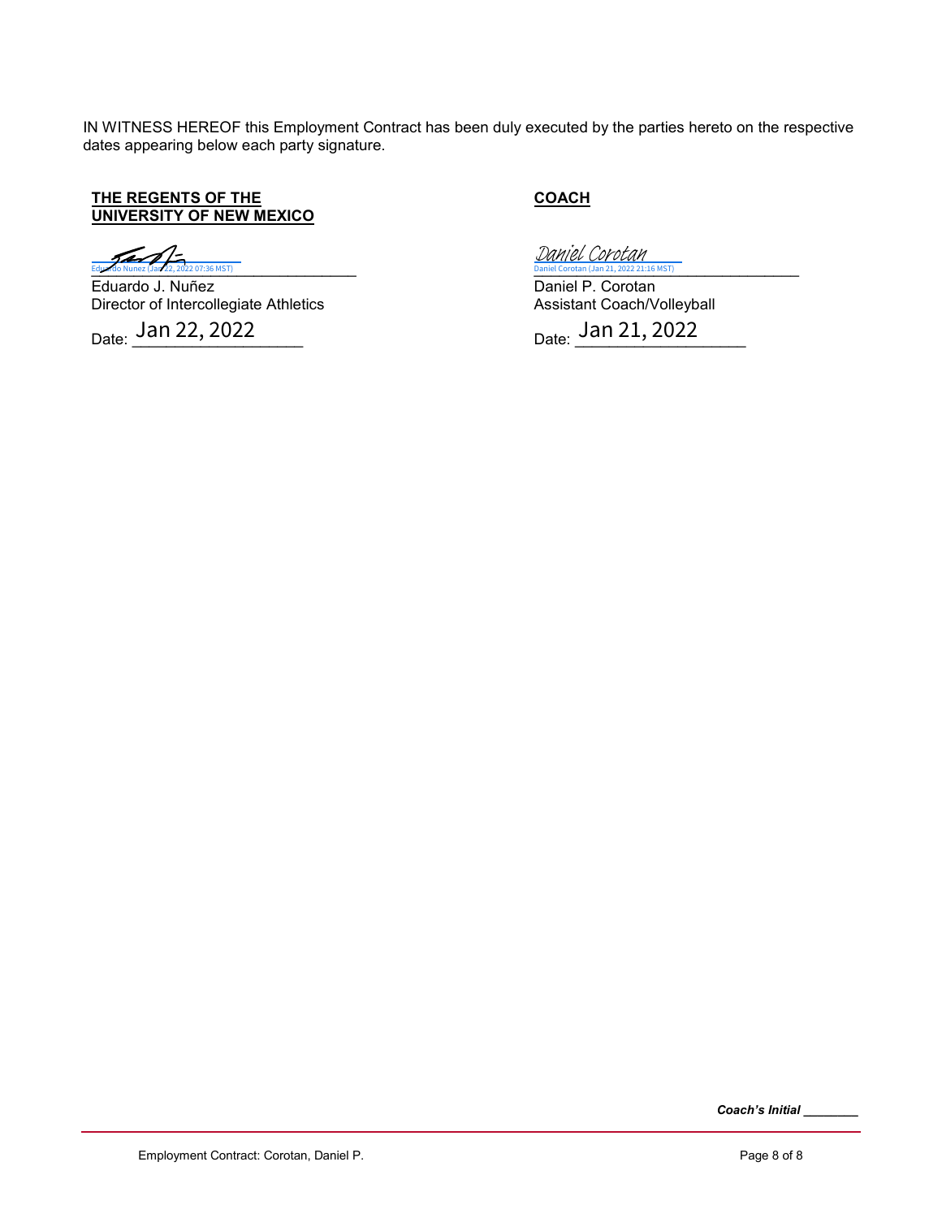IN WITNESS HEREOF this Employment Contract has been duly executed by the parties hereto on the respective dates appearing below each party signature.

**THE REGENTS OF THE UNIVERSITY OF NEW MEXICO**

Eduardo Nunez (Jan 22, 2022 07:36 MST)

Eduardo J. Nuñez
Director of Intercollegiate Athletics

Date: Jan 22, 2022

**COACH**

Daniel Corotan
Daniel Corotan (Jan 21, 2022 21:16 MST)

Daniel P. Corotan
Assistant Coach/Volleyball

Date: Jan 21, 2022

***Coach's Initial** ________*